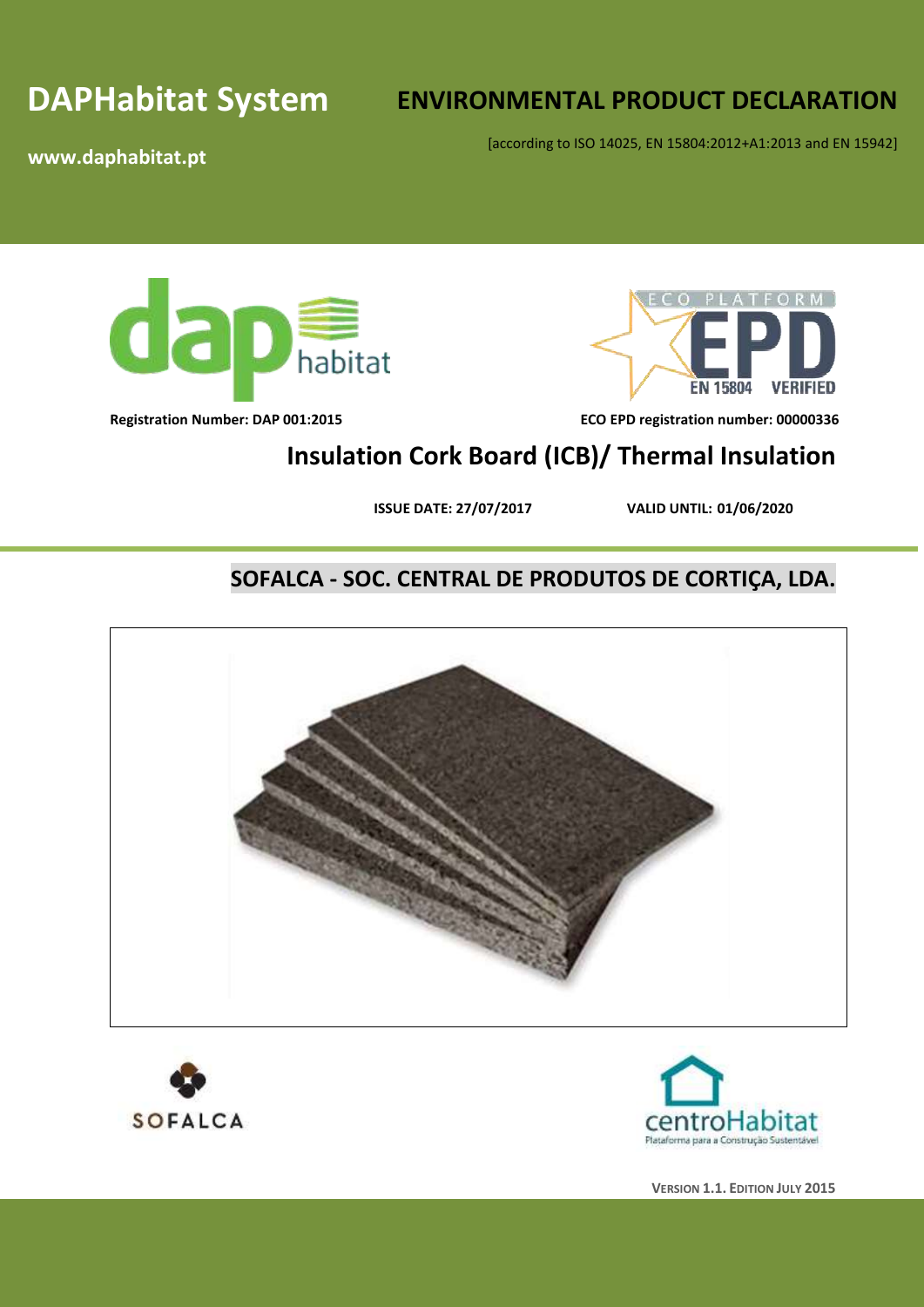# DAPHabitat System

**www.daphabitat.pt**

# ENVIRONMENTAL PRODUCT DECLARATION

[according to ISO 14025, EN 15804:2012+A1:2013 and EN 15942]

**Registration Number: DAP 001:2015**

**ECO EPD registration number: 00000336**

## Insulation Cork Board (ICB)/ Thermal Insulation

**ISSUE DATE: 27/07/2017** **VALID UNTIL: 01/06/2020**

## SOFALCA - SOC. CENTRAL DE PRODUTOS DE CORTIÇA, LDA.

**VERSION 1.1. EDITION JULY 2015**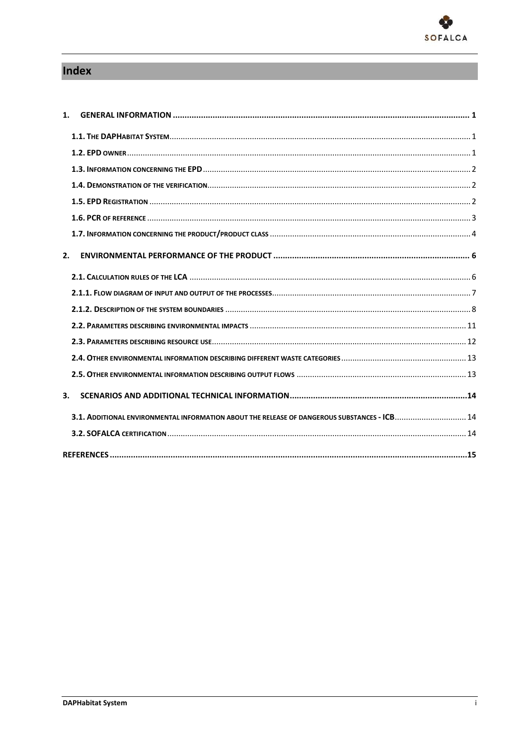# Index

1. **GENERAL INFORMATION** ..... 1
   - **1.1. The DAPHabitat System** ..... 1
   - **1.2. EPD owner** ..... 1
   - **1.3. Information concerning the EPD** ..... 2
   - **1.4. Demonstration of the verification** ..... 2
   - **1.5. EPD Registration** ..... 2
   - **1.6. PCR of reference** ..... 3
   - **1.7. Information concerning the product/product class** ..... 4
2. **ENVIRONMENTAL PERFORMANCE OF THE PRODUCT** ..... 6
   - **2.1. Calculation rules of the LCA** ..... 6
   - **2.1.1. Flow diagram of input and output of the processes** ..... 7
   - **2.1.2. Description of the system boundaries** ..... 8
   - **2.2. Parameters describing environmental impacts** ..... 11
   - **2.3. Parameters describing resource use** ..... 12
   - **2.4. Other environmental information describing different waste categories** ..... 13
   - **2.5. Other environmental information describing output flows** ..... 13
3. **SCENARIOS AND ADDITIONAL TECHNICAL INFORMATION** ..... 14
   - **3.1. Additional environmental information about the release of dangerous substances - ICB** ..... 14
   - **3.2. SOFALCA certification** ..... 14

**REFERENCES** ..... 15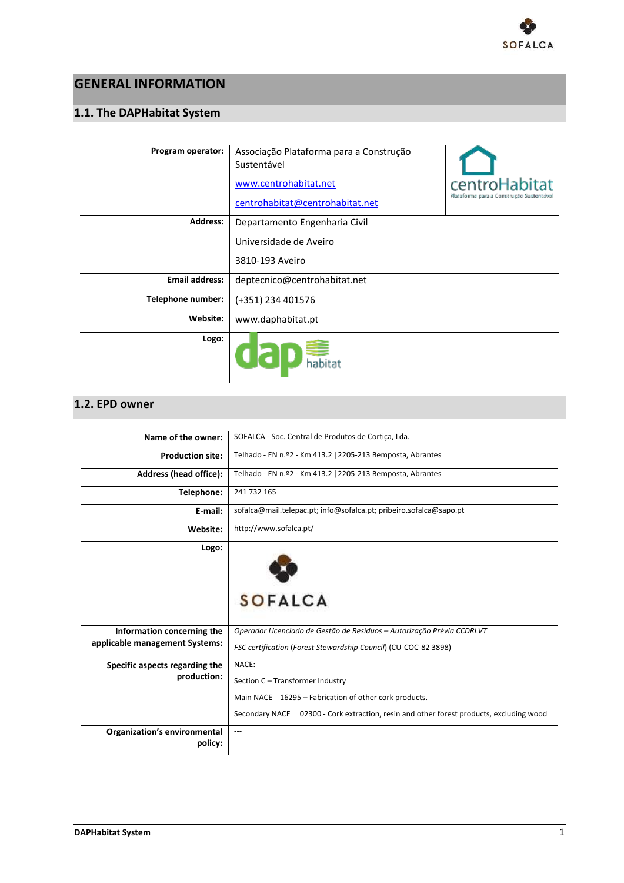# GENERAL INFORMATION

## 1.1. The DAPHabitat System

| | |
|---|---|
| **Program operator:** | Associação Plataforma para a Construção Sustentável<br>www.centrohabitat.net<br>centrohabitat@centrohabitat.net |
| **Address:** | Departamento Engenharia Civil<br>Universidade de Aveiro<br>3810-193 Aveiro |
| **Email address:** | deptecnico@centrohabitat.net |
| **Telephone number:** | (+351) 234 401576 |
| **Website:** | www.daphabitat.pt |
| **Logo:** | |

## 1.2. EPD owner

| | |
|---|---|
| **Name of the owner:** | SOFALCA - Soc. Central de Produtos de Cortiça, Lda. |
| **Production site:** | Telhado - EN n.º2 - Km 413.2 \|2205-213 Bemposta, Abrantes |
| **Address (head office):** | Telhado - EN n.º2 - Km 413.2 \|2205-213 Bemposta, Abrantes |
| **Telephone:** | 241 732 165 |
| **E-mail:** | sofalca@mail.telepac.pt; info@sofalca.pt; pribeiro.sofalca@sapo.pt |
| **Website:** | http://www.sofalca.pt/ |
| **Logo:** | |
| **Information concerning the applicable management Systems:** | *Operador Licenciado de Gestão de Resíduos – Autorização Prévia CCDRLVT*<br>*FSC certification* (*Forest Stewardship Council*) (CU-COC-82 3898) |
| **Specific aspects regarding the production:** | NACE:<br>Section C – Transformer Industry<br>Main NACE 16295 – Fabrication of other cork products.<br>Secondary NACE 02300 - Cork extraction, resin and other forest products, excluding wood |
| **Organization's environmental policy:** | --- |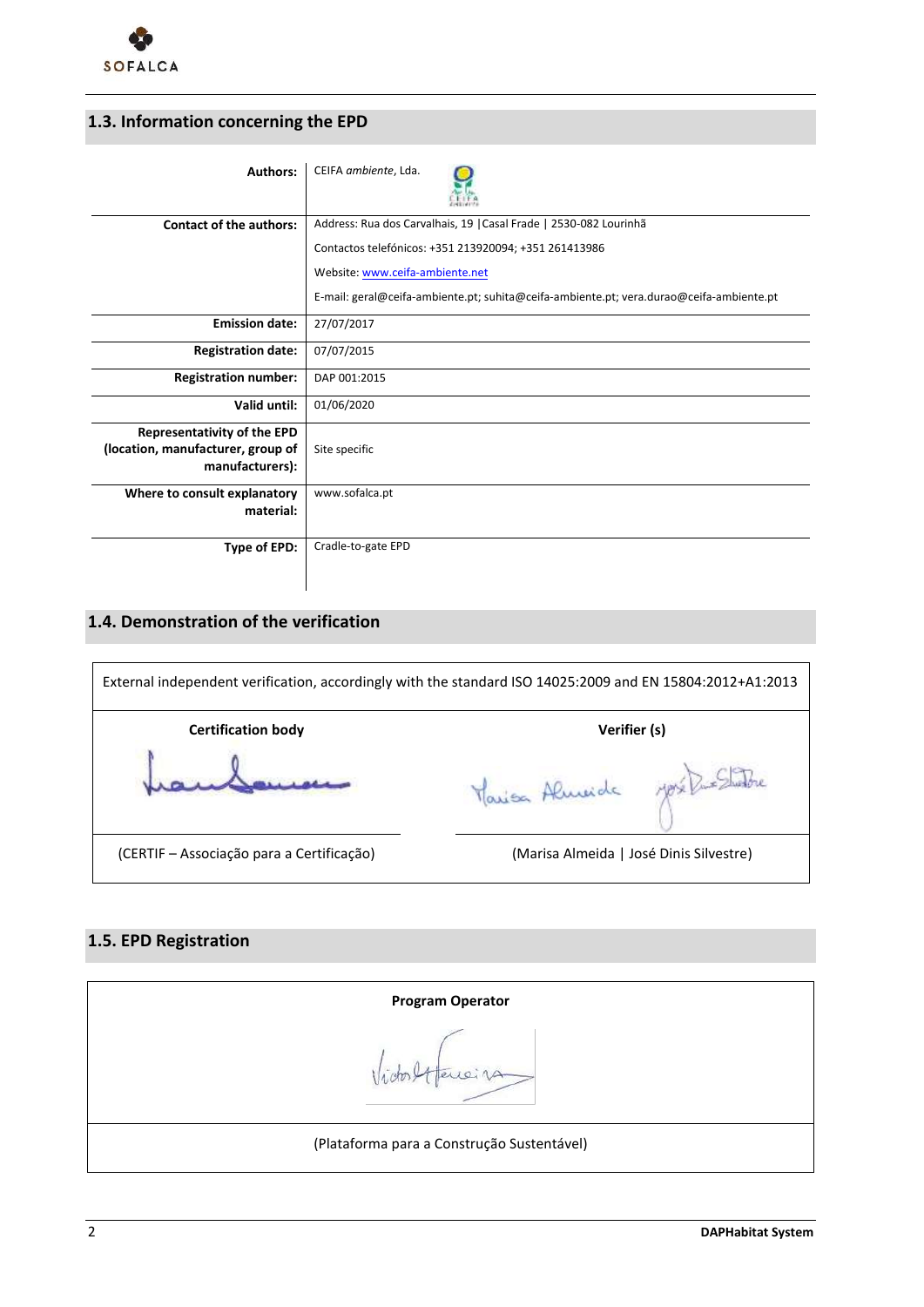## 1.3. Information concerning the EPD

| | |
|---|---|
| **Authors:** | CEIFA *ambiente*, Lda. |
| **Contact of the authors:** | Address: Rua dos Carvalhais, 19 \|Casal Frade \| 2530-082 Lourinhã<br>Contactos telefónicos: +351 213920094; +351 261413986<br>Website: www.ceifa-ambiente.net<br>E-mail: geral@ceifa-ambiente.pt; suhita@ceifa-ambiente.pt; vera.durao@ceifa-ambiente.pt |
| **Emission date:** | 27/07/2017 |
| **Registration date:** | 07/07/2015 |
| **Registration number:** | DAP 001:2015 |
| **Valid until:** | 01/06/2020 |
| **Representativity of the EPD (location, manufacturer, group of manufacturers):** | Site specific |
| **Where to consult explanatory material:** | www.sofalca.pt |
| **Type of EPD:** | Cradle-to-gate EPD |

## 1.4. Demonstration of the verification

| External independent verification, accordingly with the standard ISO 14025:2009 and EN 15804:2012+A1:2013 | |
|---|---|
| **Certification body** | **Verifier (s)** |
| (CERTIF – Associação para a Certificação) | (Marisa Almeida \| José Dinis Silvestre) |

## 1.5. EPD Registration

| **Program Operator** |
|---|
| (Plataforma para a Construção Sustentável) |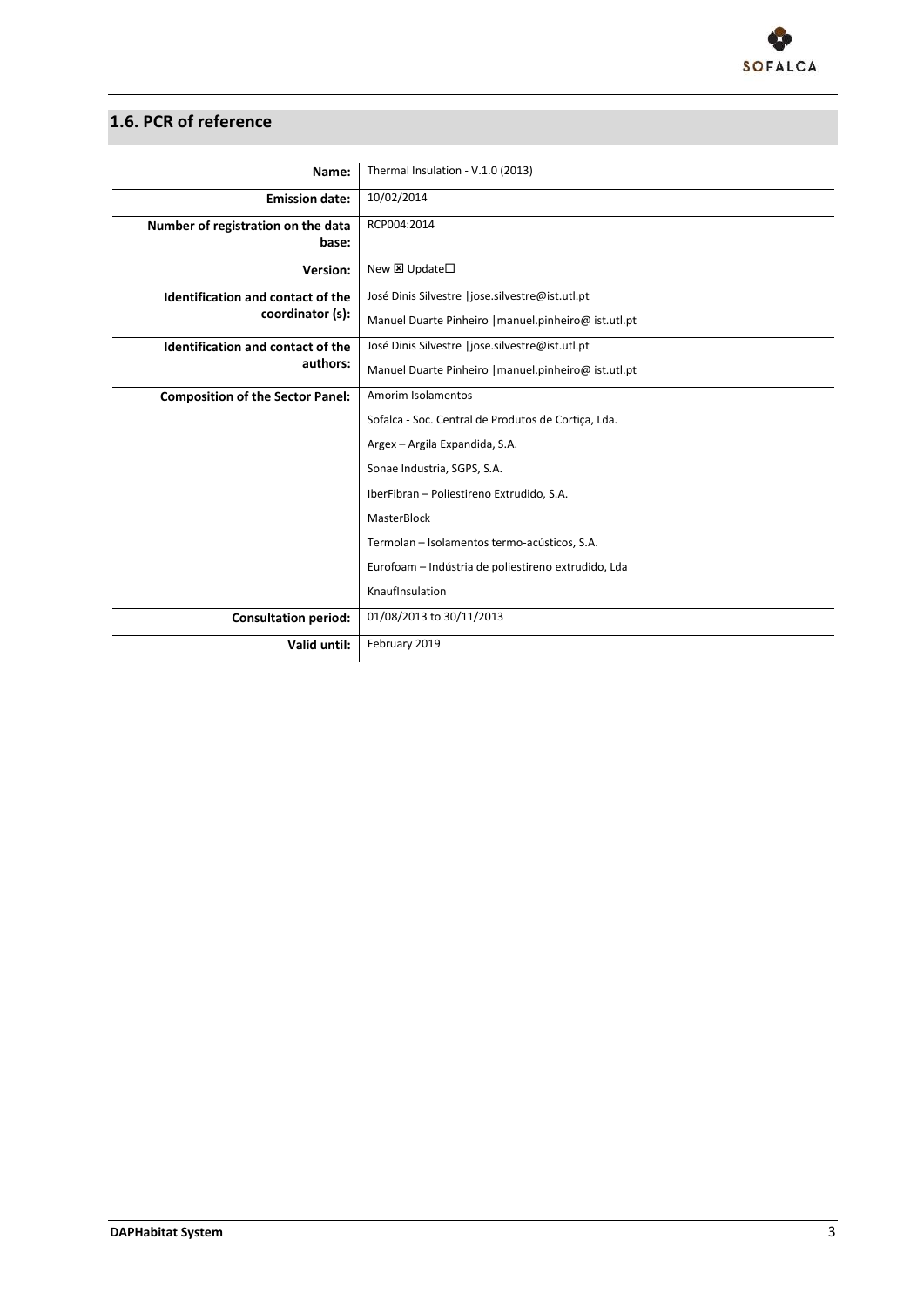## 1.6. PCR of reference

| | |
|---|---|
| **Name:** | Thermal Insulation - V.1.0 (2013) |
| **Emission date:** | 10/02/2014 |
| **Number of registration on the data base:** | RCP004:2014 |
| **Version:** | New ☒ Update☐ |
| **Identification and contact of the coordinator (s):** | José Dinis Silvestre \|jose.silvestre@ist.utl.pt<br>Manuel Duarte Pinheiro \|manuel.pinheiro@ ist.utl.pt |
| **Identification and contact of the authors:** | José Dinis Silvestre \|jose.silvestre@ist.utl.pt<br>Manuel Duarte Pinheiro \|manuel.pinheiro@ ist.utl.pt |
| **Composition of the Sector Panel:** | Amorim Isolamentos<br>Sofalca - Soc. Central de Produtos de Cortiça, Lda.<br>Argex – Argila Expandida, S.A.<br>Sonae Industria, SGPS, S.A.<br>IberFibran – Poliestireno Extrudido, S.A.<br>MasterBlock<br>Termolan – Isolamentos termo-acústicos, S.A.<br>Eurofoam – Indústria de poliestireno extrudido, Lda<br>KnaufInsulation |
| **Consultation period:** | 01/08/2013 to 30/11/2013 |
| **Valid until:** | February 2019 |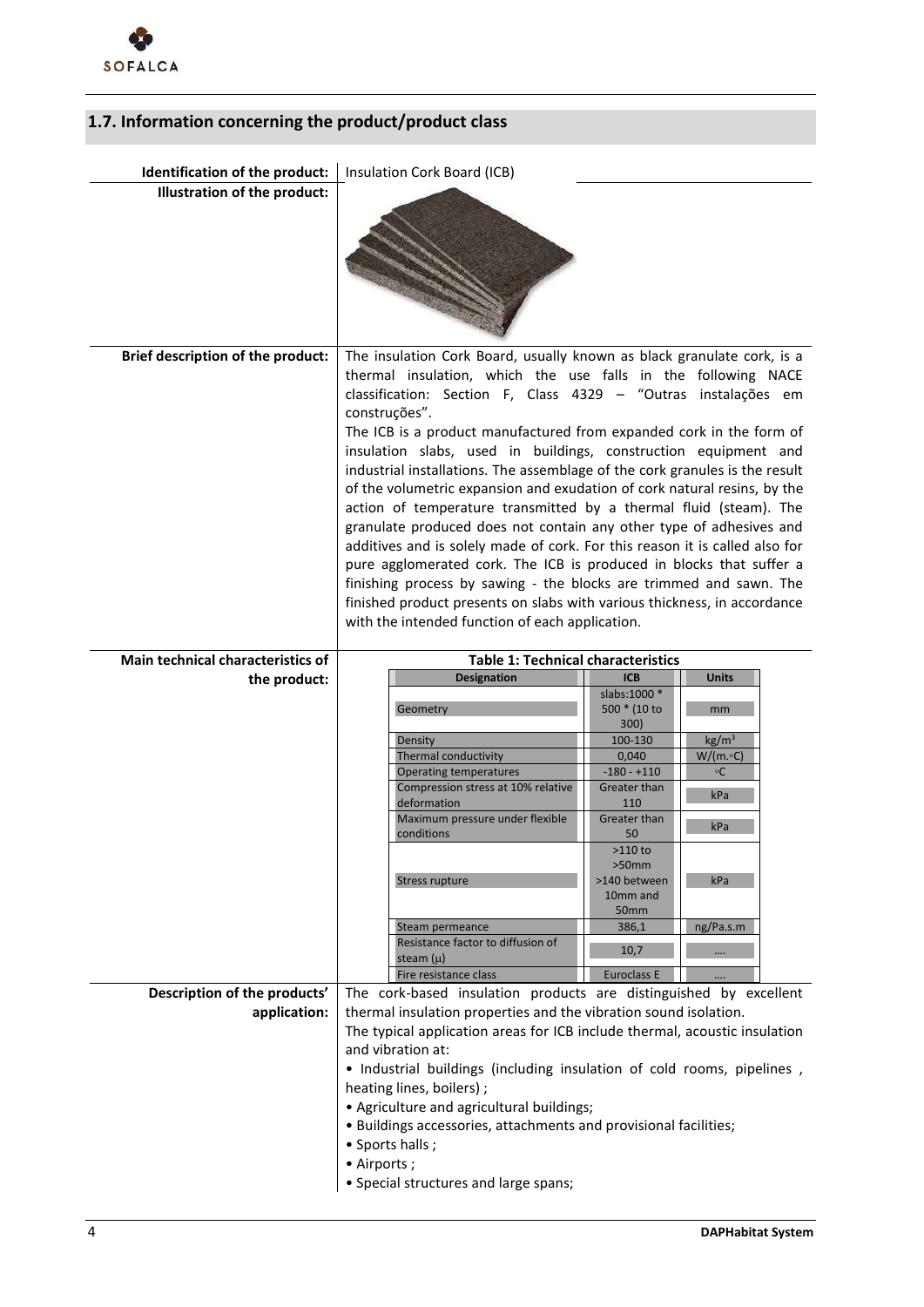## 1.7. Information concerning the product/product class

**Identification of the product:** Insulation Cork Board (ICB)

**Illustration of the product:**

**Brief description of the product:** The insulation Cork Board, usually known as black granulate cork, is a thermal insulation, which the use falls in the following NACE classification: Section F, Class 4329 – "Outras instalações em construções".

The ICB is a product manufactured from expanded cork in the form of insulation slabs, used in buildings, construction equipment and industrial installations. The assemblage of the cork granules is the result of the volumetric expansion and exudation of cork natural resins, by the action of temperature transmitted by a thermal fluid (steam). The granulate produced does not contain any other type of adhesives and additives and is solely made of cork. For this reason it is called also for pure agglomerated cork. The ICB is produced in blocks that suffer a finishing process by sawing - the blocks are trimmed and sawn. The finished product presents on slabs with various thickness, in accordance with the intended function of each application.

**Main technical characteristics of the product:**

**Table 1: Technical characteristics**

| Designation | ICB | Units |
|---|---|---|
| Geometry | slabs:1000 * 500 * (10 to 300) | mm |
| Density | 100-130 | kg/m$^3$ |
| Thermal conductivity | 0,040 | W/(m.∘C) |
| Operating temperatures | -180 - +110 | ∘C |
| Compression stress at 10% relative deformation | Greater than 110 | kPa |
| Maximum pressure under flexible conditions | Greater than 50 | kPa |
| Stress rupture | >110 to >50mm >140 between 10mm and 50mm | kPa |
| Steam permeance | 386,1 | ng/Pa.s.m |
| Resistance factor to diffusion of steam (μ) | 10,7 | .... |
| Fire resistance class | Euroclass E | .... |

**Description of the products' application:** The cork-based insulation products are distinguished by excellent thermal insulation properties and the vibration sound isolation.

The typical application areas for ICB include thermal, acoustic insulation and vibration at:

- Industrial buildings (including insulation of cold rooms, pipelines , heating lines, boilers) ;
- Agriculture and agricultural buildings;
- Buildings accessories, attachments and provisional facilities;
- Sports halls ;
- Airports ;
- Special structures and large spans;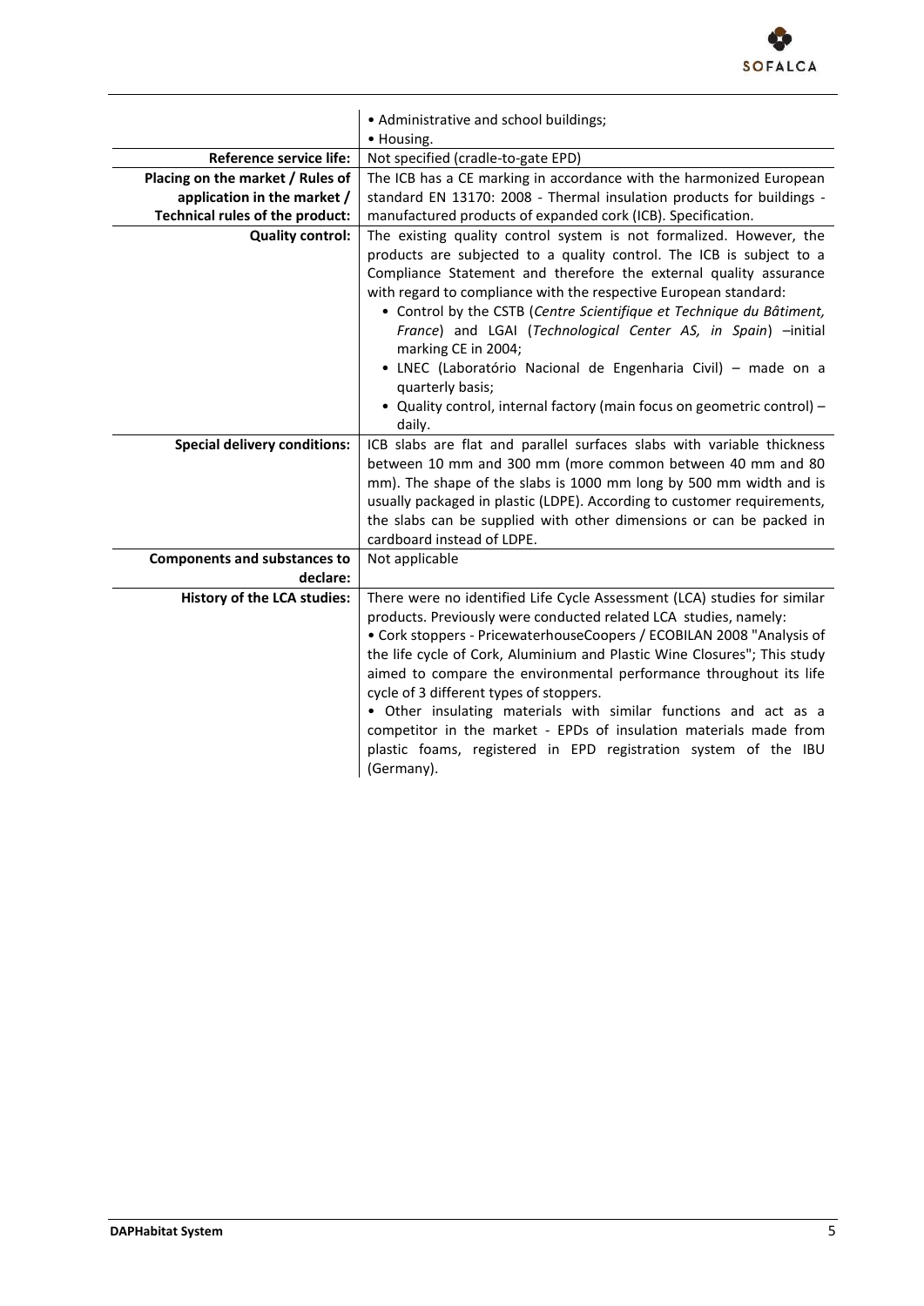| | |
|---|---|
| | • Administrative and school buildings;<br>• Housing. |
| **Reference service life:** | Not specified (cradle-to-gate EPD) |
| **Placing on the market / Rules of application in the market / Technical rules of the product:** | The ICB has a CE marking in accordance with the harmonized European standard EN 13170: 2008 - Thermal insulation products for buildings - manufactured products of expanded cork (ICB). Specification. |
| **Quality control:** | The existing quality control system is not formalized. However, the products are subjected to a quality control. The ICB is subject to a Compliance Statement and therefore the external quality assurance with regard to compliance with the respective European standard:<br>• Control by the CSTB (*Centre Scientifique et Technique du Bâtiment, France*) and LGAI (*Technological Center AS, in Spain*) –initial marking CE in 2004;<br>• LNEC (Laboratório Nacional de Engenharia Civil) – made on a quarterly basis;<br>• Quality control, internal factory (main focus on geometric control) – daily. |
| **Special delivery conditions:** | ICB slabs are flat and parallel surfaces slabs with variable thickness between 10 mm and 300 mm (more common between 40 mm and 80 mm). The shape of the slabs is 1000 mm long by 500 mm width and is usually packaged in plastic (LDPE). According to customer requirements, the slabs can be supplied with other dimensions or can be packed in cardboard instead of LDPE. |
| **Components and substances to declare:** | Not applicable |
| **History of the LCA studies:** | There were no identified Life Cycle Assessment (LCA) studies for similar products. Previously were conducted related LCA studies, namely:<br>• Cork stoppers - PricewaterhouseCoopers / ECOBILAN 2008 "Analysis of the life cycle of Cork, Aluminium and Plastic Wine Closures"; This study aimed to compare the environmental performance throughout its life cycle of 3 different types of stoppers.<br>• Other insulating materials with similar functions and act as a competitor in the market - EPDs of insulation materials made from plastic foams, registered in EPD registration system of the IBU (Germany). |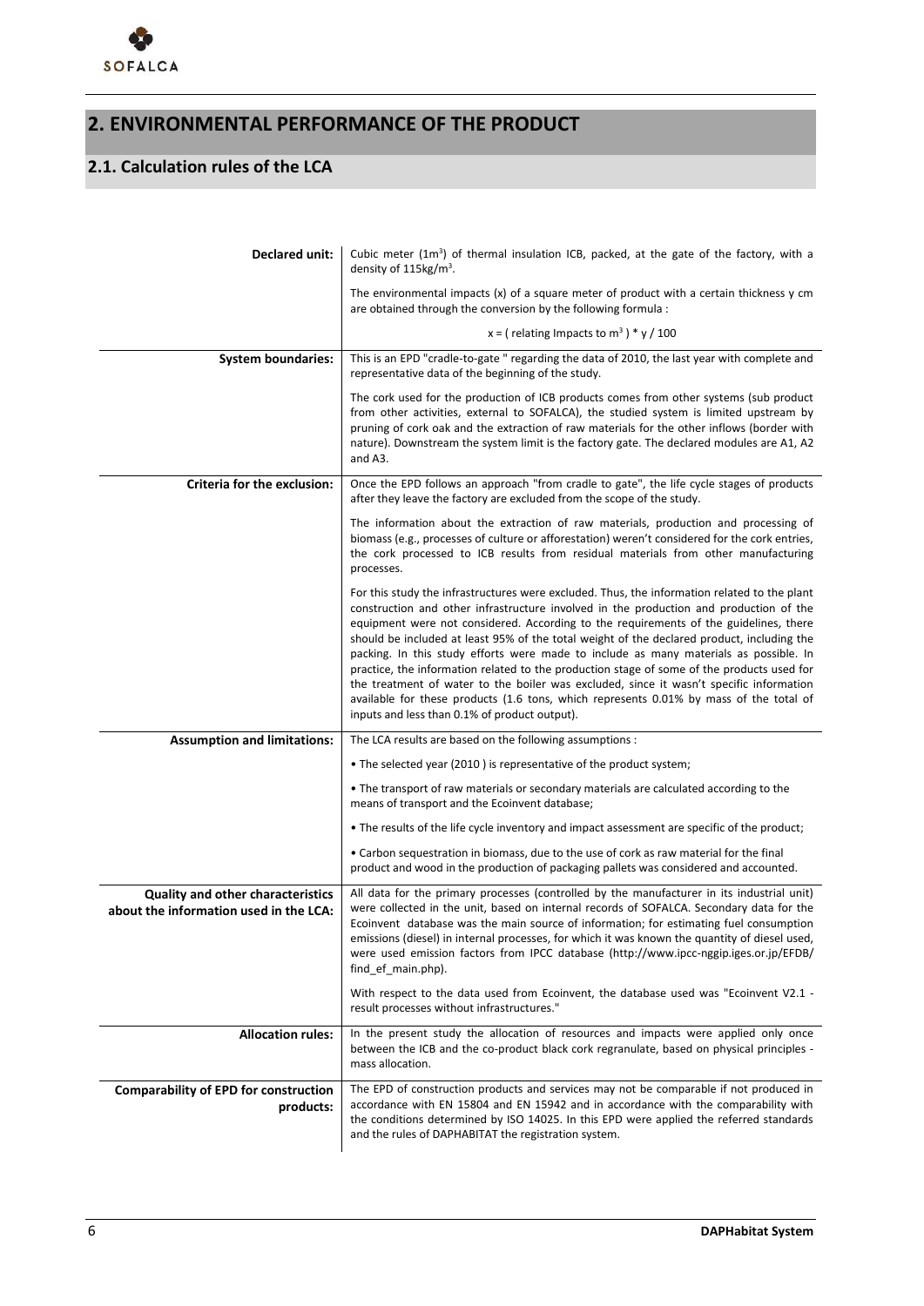# 2. ENVIRONMENTAL PERFORMANCE OF THE PRODUCT

## 2.1. Calculation rules of the LCA

| | |
|---|---|
| **Declared unit:** | Cubic meter ($1m^3$) of thermal insulation ICB, packed, at the gate of the factory, with a density of $115kg/m^3$.<br><br>The environmental impacts (x) of a square meter of product with a certain thickness y cm are obtained through the conversion by the following formula :<br><br>$x = (\text{ relating Impacts to } m^3) * y / 100$ |
| **System boundaries:** | This is an EPD "cradle-to-gate " regarding the data of 2010, the last year with complete and representative data of the beginning of the study.<br><br>The cork used for the production of ICB products comes from other systems (sub product from other activities, external to SOFALCA), the studied system is limited upstream by pruning of cork oak and the extraction of raw materials for the other inflows (border with nature). Downstream the system limit is the factory gate. The declared modules are A1, A2 and A3. |
| **Criteria for the exclusion:** | Once the EPD follows an approach "from cradle to gate", the life cycle stages of products after they leave the factory are excluded from the scope of the study.<br><br>The information about the extraction of raw materials, production and processing of biomass (e.g., processes of culture or afforestation) weren't considered for the cork entries, the cork processed to ICB results from residual materials from other manufacturing processes.<br><br>For this study the infrastructures were excluded. Thus, the information related to the plant construction and other infrastructure involved in the production and production of the equipment were not considered. According to the requirements of the guidelines, there should be included at least 95% of the total weight of the declared product, including the packing. In this study efforts were made to include as many materials as possible. In practice, the information related to the production stage of some of the products used for the treatment of water to the boiler was excluded, since it wasn't specific information available for these products (1.6 tons, which represents 0.01% by mass of the total of inputs and less than 0.1% of product output). |
| **Assumption and limitations:** | The LCA results are based on the following assumptions :<br><br>• The selected year (2010 ) is representative of the product system;<br><br>• The transport of raw materials or secondary materials are calculated according to the means of transport and the Ecoinvent database;<br><br>• The results of the life cycle inventory and impact assessment are specific of the product;<br><br>• Carbon sequestration in biomass, due to the use of cork as raw material for the final product and wood in the production of packaging pallets was considered and accounted. |
| **Quality and other characteristics about the information used in the LCA:** | All data for the primary processes (controlled by the manufacturer in its industrial unit) were collected in the unit, based on internal records of SOFALCA. Secondary data for the Ecoinvent database was the main source of information; for estimating fuel consumption emissions (diesel) in internal processes, for which it was known the quantity of diesel used, were used emission factors from IPCC database (http://www.ipcc-nggip.iges.or.jp/EFDB/find_ef_main.php).<br><br>With respect to the data used from Ecoinvent, the database used was "Ecoinvent V2.1 - result processes without infrastructures." |
| **Allocation rules:** | In the present study the allocation of resources and impacts were applied only once between the ICB and the co-product black cork regranulate, based on physical principles - mass allocation. |
| **Comparability of EPD for construction products:** | The EPD of construction products and services may not be comparable if not produced in accordance with EN 15804 and EN 15942 and in accordance with the comparability with the conditions determined by ISO 14025. In this EPD were applied the referred standards and the rules of DAPHABITAT the registration system. |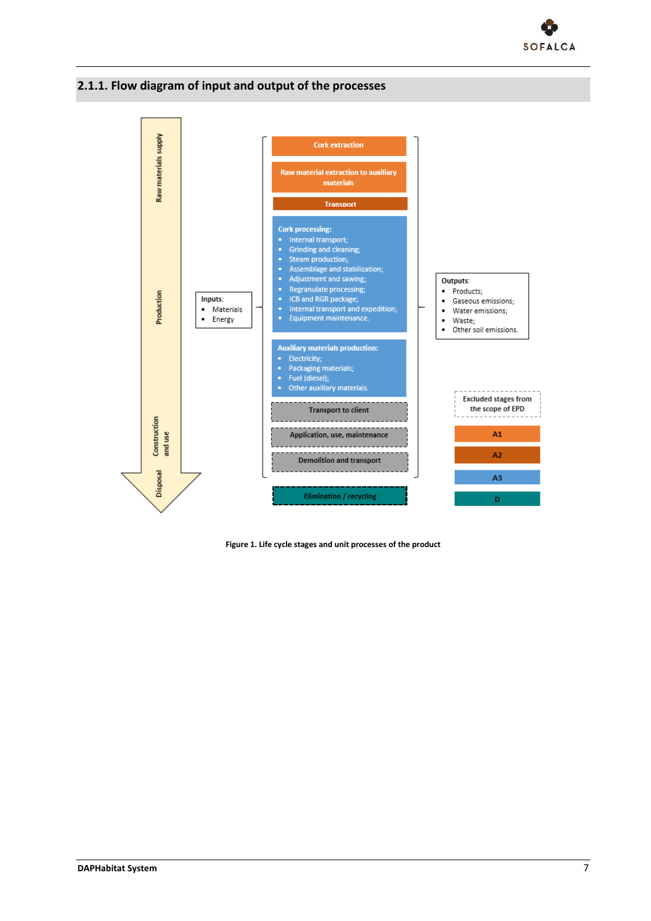## 2.1.1. Flow diagram of input and output of the processes

Raw materials supply

Production

Construction and use

Disposal

Inputs:
- Materials
- Energy

Cork extraction

Raw material extraction to auxiliary materials

Transport

Cork processing:
- Internal transport;
- Grinding and cleaning;
- Steam production;
- Assemblage and stabilization;
- Adjustment and sawing;
- Regranulate processing;
- ICB and RGR package;
- Internal transport and expedition;
- Equipment maintenance.

Auxiliary materials production:
- Electricity;
- Packaging materials;
- Fuel (diesel);
- Other auxiliary materials.

Transport to client

Application, use, maintenance

Demolition and transport

Elimination / recycling

Outputs:
- Products;
- Gaseous emissions;
- Water emissions;
- Waste;
- Other soil emissions.

Excluded stages from the scope of EPD

A1

A2

A3

D

**Figure 1. Life cycle stages and unit processes of the product**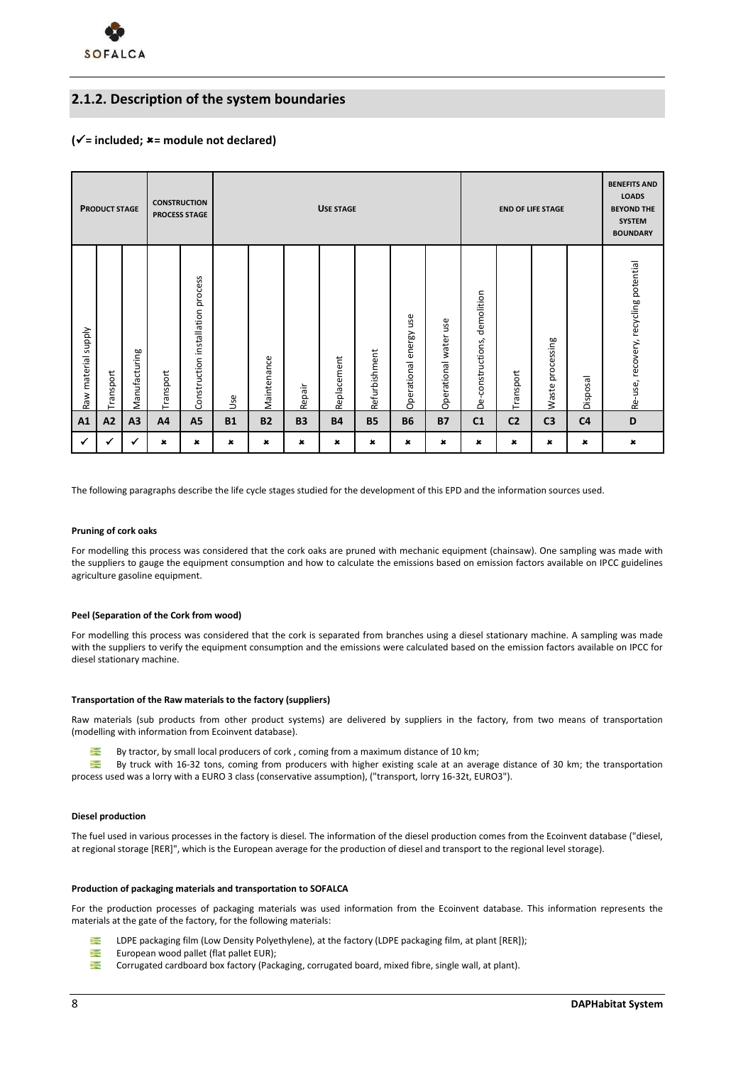## 2.1.2. Description of the system boundaries

**(✓= included; ✖= module not declared)**

| PRODUCT STAGE | | | CONSTRUCTION PROCESS STAGE | | USE STAGE | | | | | | | END OF LIFE STAGE | | | | BENEFITS AND LOADS BEYOND THE SYSTEM BOUNDARY |
|---|---|---|---|---|---|---|---|---|---|---|---|---|---|---|---|---|
| Raw material supply | Transport | Manufacturing | Transport | Construction installation process | Use | Maintenance | Repair | Replacement | Refurbishment | Operational energy use | Operational water use | De-constructions, demolition | Transport | Waste processing | Disposal | Re-use, recovery, recycling potential |
| A1 | A2 | A3 | A4 | A5 | B1 | B2 | B3 | B4 | B5 | B6 | B7 | C1 | C2 | C3 | C4 | D |
| ✓ | ✓ | ✓ | ✖ | ✖ | ✖ | ✖ | ✖ | ✖ | ✖ | ✖ | ✖ | ✖ | ✖ | ✖ | ✖ | ✖ |

The following paragraphs describe the life cycle stages studied for the development of this EPD and the information sources used.

**Pruning of cork oaks**

For modelling this process was considered that the cork oaks are pruned with mechanic equipment (chainsaw). One sampling was made with the suppliers to gauge the equipment consumption and how to calculate the emissions based on emission factors available on IPCC guidelines agriculture gasoline equipment.

**Peel (Separation of the Cork from wood)**

For modelling this process was considered that the cork is separated from branches using a diesel stationary machine. A sampling was made with the suppliers to verify the equipment consumption and the emissions were calculated based on the emission factors available on IPCC for diesel stationary machine.

**Transportation of the Raw materials to the factory (suppliers)**

Raw materials (sub products from other product systems) are delivered by suppliers in the factory, from two means of transportation (modelling with information from Ecoinvent database).

- By tractor, by small local producers of cork , coming from a maximum distance of 10 km;
- By truck with 16-32 tons, coming from producers with higher existing scale at an average distance of 30 km; the transportation process used was a lorry with a EURO 3 class (conservative assumption), ("transport, lorry 16-32t, EURO3").

**Diesel production**

The fuel used in various processes in the factory is diesel. The information of the diesel production comes from the Ecoinvent database ("diesel, at regional storage [RER]", which is the European average for the production of diesel and transport to the regional level storage).

**Production of packaging materials and transportation to SOFALCA**

For the production processes of packaging materials was used information from the Ecoinvent database. This information represents the materials at the gate of the factory, for the following materials:

- LDPE packaging film (Low Density Polyethylene), at the factory (LDPE packaging film, at plant [RER]);
- European wood pallet (flat pallet EUR);
- Corrugated cardboard box factory (Packaging, corrugated board, mixed fibre, single wall, at plant).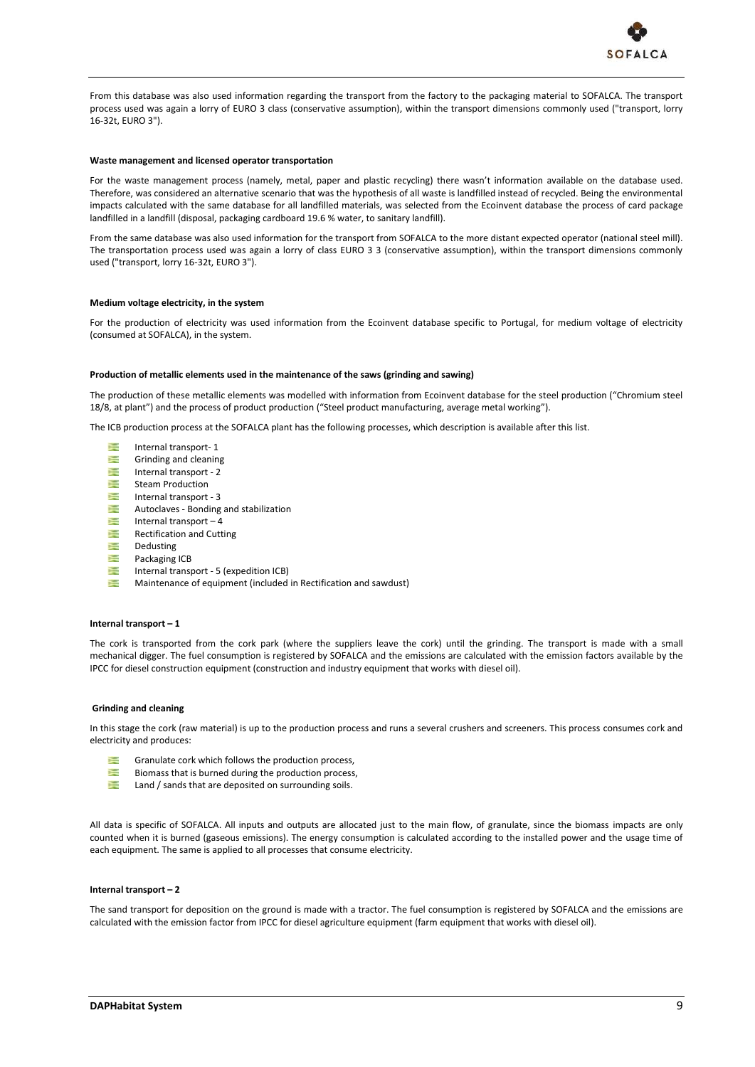From this database was also used information regarding the transport from the factory to the packaging material to SOFALCA. The transport process used was again a lorry of EURO 3 class (conservative assumption), within the transport dimensions commonly used ("transport, lorry 16-32t, EURO 3").

**Waste management and licensed operator transportation**

For the waste management process (namely, metal, paper and plastic recycling) there wasn't information available on the database used. Therefore, was considered an alternative scenario that was the hypothesis of all waste is landfilled instead of recycled. Being the environmental impacts calculated with the same database for all landfilled materials, was selected from the Ecoinvent database the process of card package landfilled in a landfill (disposal, packaging cardboard 19.6 % water, to sanitary landfill).

From the same database was also used information for the transport from SOFALCA to the more distant expected operator (national steel mill). The transportation process used was again a lorry of class EURO 3 3 (conservative assumption), within the transport dimensions commonly used ("transport, lorry 16-32t, EURO 3").

**Medium voltage electricity, in the system**

For the production of electricity was used information from the Ecoinvent database specific to Portugal, for medium voltage of electricity (consumed at SOFALCA), in the system.

**Production of metallic elements used in the maintenance of the saws (grinding and sawing)**

The production of these metallic elements was modelled with information from Ecoinvent database for the steel production ("Chromium steel 18/8, at plant") and the process of product production ("Steel product manufacturing, average metal working").

The ICB production process at the SOFALCA plant has the following processes, which description is available after this list.

- Internal transport- 1
- Grinding and cleaning
- Internal transport - 2
- Steam Production
- Internal transport - 3
- Autoclaves - Bonding and stabilization
- Internal transport – 4
- Rectification and Cutting
- Dedusting
- Packaging ICB
- Internal transport - 5 (expedition ICB)
- Maintenance of equipment (included in Rectification and sawdust)

**Internal transport – 1**

The cork is transported from the cork park (where the suppliers leave the cork) until the grinding. The transport is made with a small mechanical digger. The fuel consumption is registered by SOFALCA and the emissions are calculated with the emission factors available by the IPCC for diesel construction equipment (construction and industry equipment that works with diesel oil).

**Grinding and cleaning**

In this stage the cork (raw material) is up to the production process and runs a several crushers and screeners. This process consumes cork and electricity and produces:

- Granulate cork which follows the production process,
- Biomass that is burned during the production process,
- Land / sands that are deposited on surrounding soils.

All data is specific of SOFALCA. All inputs and outputs are allocated just to the main flow, of granulate, since the biomass impacts are only counted when it is burned (gaseous emissions). The energy consumption is calculated according to the installed power and the usage time of each equipment. The same is applied to all processes that consume electricity.

**Internal transport – 2**

The sand transport for deposition on the ground is made with a tractor. The fuel consumption is registered by SOFALCA and the emissions are calculated with the emission factor from IPCC for diesel agriculture equipment (farm equipment that works with diesel oil).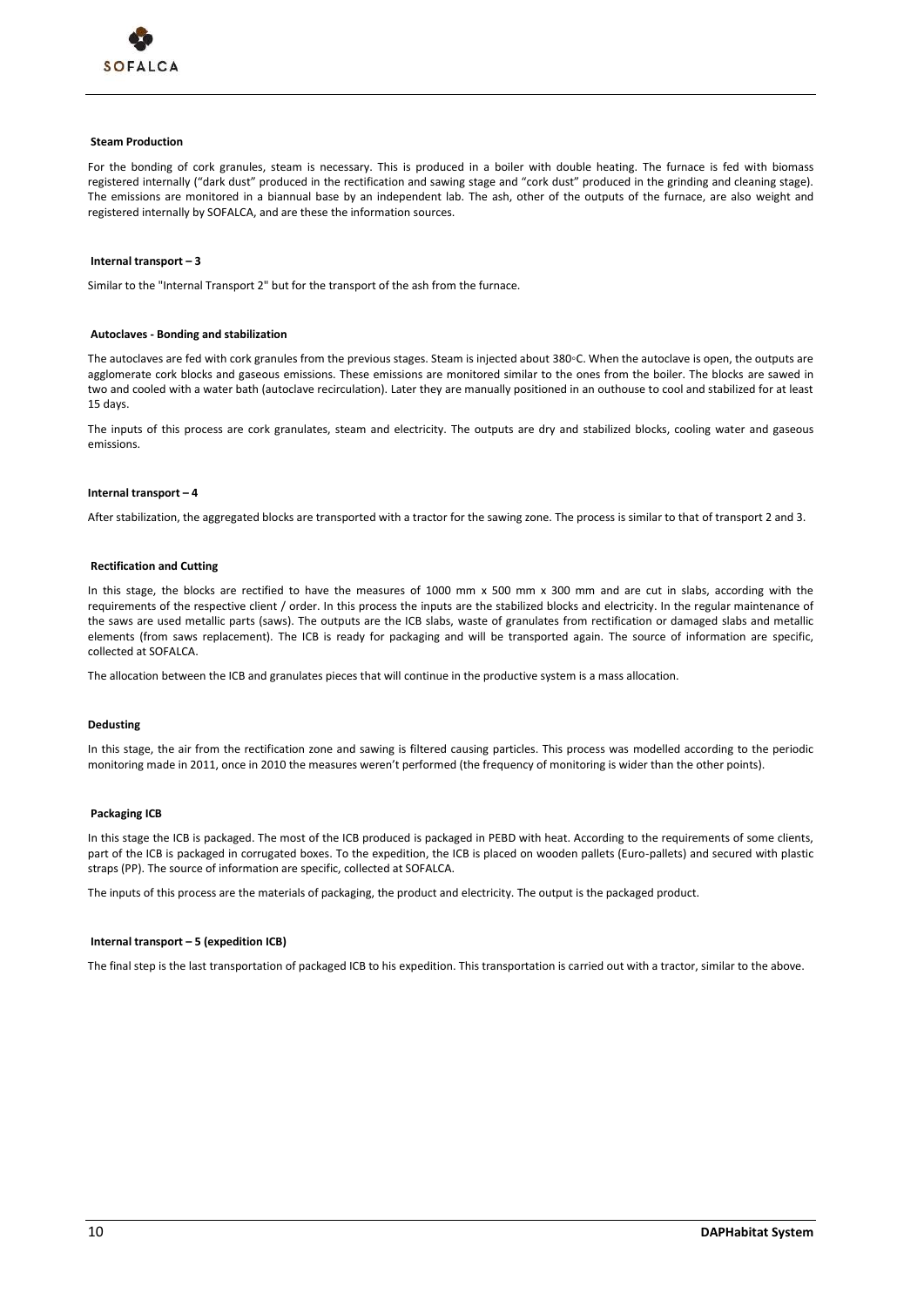**Steam Production**

For the bonding of cork granules, steam is necessary. This is produced in a boiler with double heating. The furnace is fed with biomass registered internally ("dark dust" produced in the rectification and sawing stage and "cork dust" produced in the grinding and cleaning stage). The emissions are monitored in a biannual base by an independent lab. The ash, other of the outputs of the furnace, are also weight and registered internally by SOFALCA, and are these the information sources.

**Internal transport – 3**

Similar to the "Internal Transport 2" but for the transport of the ash from the furnace.

**Autoclaves - Bonding and stabilization**

The autoclaves are fed with cork granules from the previous stages. Steam is injected about 380◦C. When the autoclave is open, the outputs are agglomerate cork blocks and gaseous emissions. These emissions are monitored similar to the ones from the boiler. The blocks are sawed in two and cooled with a water bath (autoclave recirculation). Later they are manually positioned in an outhouse to cool and stabilized for at least 15 days.

The inputs of this process are cork granulates, steam and electricity. The outputs are dry and stabilized blocks, cooling water and gaseous emissions.

**Internal transport – 4**

After stabilization, the aggregated blocks are transported with a tractor for the sawing zone. The process is similar to that of transport 2 and 3.

**Rectification and Cutting**

In this stage, the blocks are rectified to have the measures of 1000 mm x 500 mm x 300 mm and are cut in slabs, according with the requirements of the respective client / order. In this process the inputs are the stabilized blocks and electricity. In the regular maintenance of the saws are used metallic parts (saws). The outputs are the ICB slabs, waste of granulates from rectification or damaged slabs and metallic elements (from saws replacement). The ICB is ready for packaging and will be transported again. The source of information are specific, collected at SOFALCA.

The allocation between the ICB and granulates pieces that will continue in the productive system is a mass allocation.

**Dedusting**

In this stage, the air from the rectification zone and sawing is filtered causing particles. This process was modelled according to the periodic monitoring made in 2011, once in 2010 the measures weren't performed (the frequency of monitoring is wider than the other points).

**Packaging ICB**

In this stage the ICB is packaged. The most of the ICB produced is packaged in PEBD with heat. According to the requirements of some clients, part of the ICB is packaged in corrugated boxes. To the expedition, the ICB is placed on wooden pallets (Euro-pallets) and secured with plastic straps (PP). The source of information are specific, collected at SOFALCA.

The inputs of this process are the materials of packaging, the product and electricity. The output is the packaged product.

**Internal transport – 5 (expedition ICB)**

The final step is the last transportation of packaged ICB to his expedition. This transportation is carried out with a tractor, similar to the above.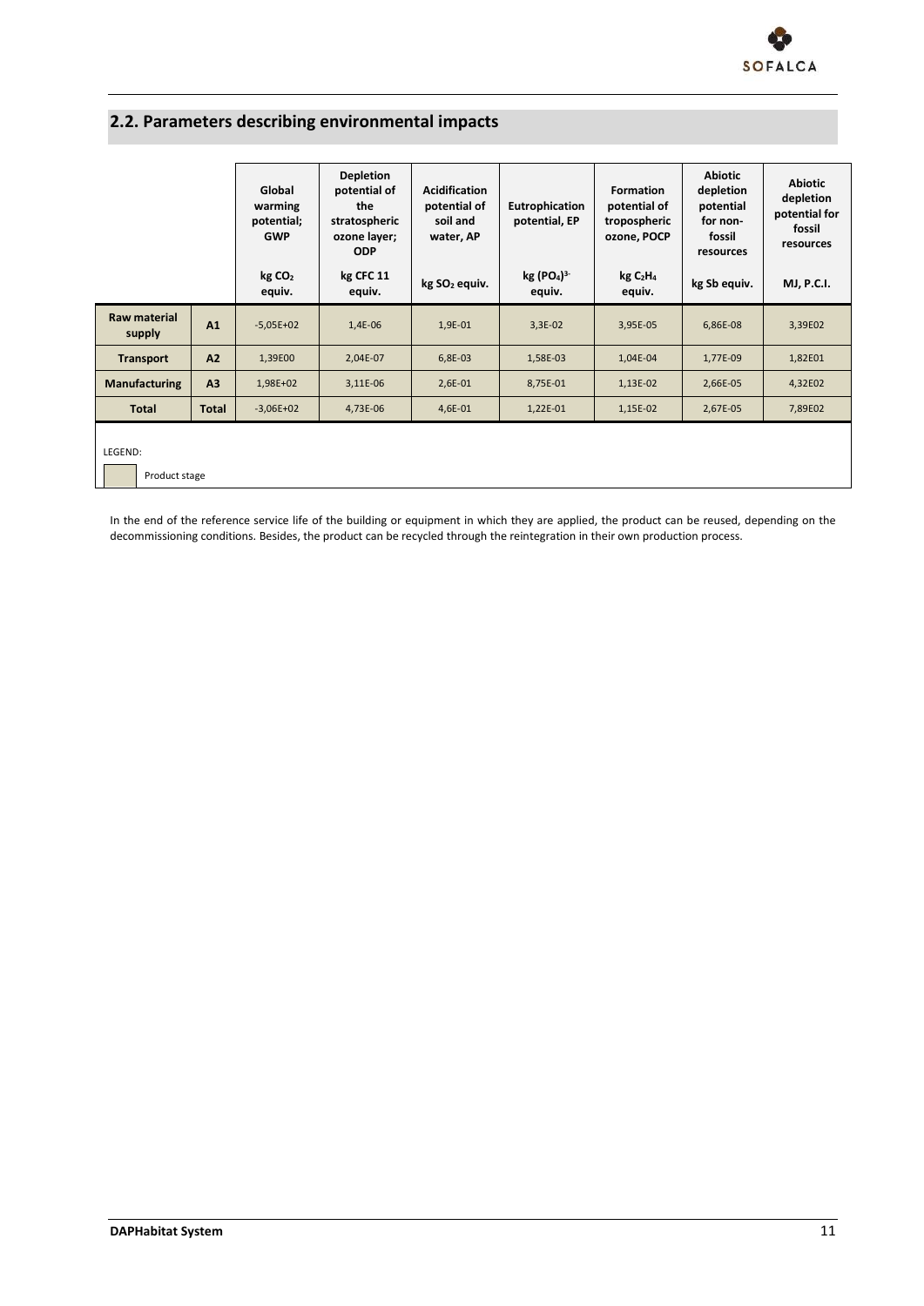## 2.2. Parameters describing environmental impacts

| | | Global warming potential; GWP | Depletion potential of the stratospheric ozone layer; ODP | Acidification potential of soil and water, AP | Eutrophication potential, EP | Formation potential of tropospheric ozone, POCP | Abiotic depletion potential for non-fossil resources | Abiotic depletion potential for fossil resources |
|---|---|---|---|---|---|---|---|---|
| | | kg $CO_2$ equiv. | kg CFC 11 equiv. | kg $SO_2$ equiv. | kg $(PO_4)^{3-}$ equiv. | kg $C_2H_4$ equiv. | kg Sb equiv. | MJ, P.C.I. |
| **Raw material supply** | **A1** | -5,05E+02 | 1,4E-06 | 1,9E-01 | 3,3E-02 | 3,95E-05 | 6,86E-08 | 3,39E02 |
| **Transport** | **A2** | 1,39E00 | 2,04E-07 | 6,8E-03 | 1,58E-03 | 1,04E-04 | 1,77E-09 | 1,82E01 |
| **Manufacturing** | **A3** | 1,98E+02 | 3,11E-06 | 2,6E-01 | 8,75E-01 | 1,13E-02 | 2,66E-05 | 4,32E02 |
| **Total** | **Total** | -3,06E+02 | 4,73E-06 | 4,6E-01 | 1,22E-01 | 1,15E-02 | 2,67E-05 | 7,89E02 |

LEGEND:

Product stage

In the end of the reference service life of the building or equipment in which they are applied, the product can be reused, depending on the decommissioning conditions. Besides, the product can be recycled through the reintegration in their own production process.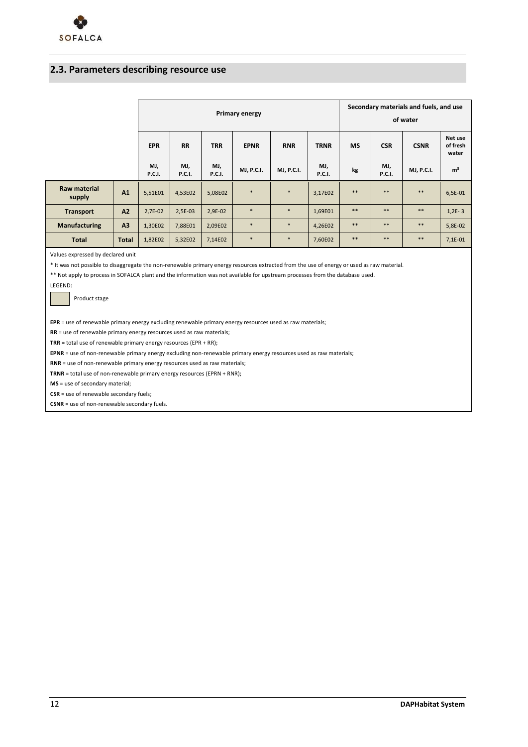## 2.3. Parameters describing resource use

| | | Primary energy | | | | | | Secondary materials and fuels, and use of water | | | |
|---|---|---|---|---|---|---|---|---|---|---|---|
| | | EPR | RR | TRR | EPNR | RNR | TRNR | MS | CSR | CSNR | Net use of fresh water |
| | | MJ, P.C.I. | MJ, P.C.I. | MJ, P.C.I. | MJ, P.C.I. | MJ, P.C.I. | MJ, P.C.I. | kg | MJ, P.C.I. | MJ, P.C.I. | m³ |
| **Raw material supply** | **A1** | 5,51E01 | 4,53E02 | 5,08E02 | * | * | 3,17E02 | ** | ** | ** | 6,5E-01 |
| **Transport** | **A2** | 2,7E-02 | 2,5E-03 | 2,9E-02 | * | * | 1,69E01 | ** | ** | ** | 1,2E- 3 |
| **Manufacturing** | **A3** | 1,30E02 | 7,88E01 | 2,09E02 | * | * | 4,26E02 | ** | ** | ** | 5,8E-02 |
| **Total** | **Total** | 1,82E02 | 5,32E02 | 7,14E02 | * | * | 7,60E02 | ** | ** | ** | 7,1E-01 |

Values expressed by declared unit

* It was not possible to disaggregate the non-renewable primary energy resources extracted from the use of energy or used as raw material.

** Not apply to process in SOFALCA plant and the information was not available for upstream processes from the database used.

LEGEND:

Product stage

**EPR** = use of renewable primary energy excluding renewable primary energy resources used as raw materials;

**RR** = use of renewable primary energy resources used as raw materials;

**TRR** = total use of renewable primary energy resources (EPR + RR);

**EPNR** = use of non-renewable primary energy excluding non-renewable primary energy resources used as raw materials;

**RNR** = use of non-renewable primary energy resources used as raw materials;

**TRNR** = total use of non-renewable primary energy resources (EPRN + RNR);

**MS** = use of secondary material;

**CSR** = use of renewable secondary fuels;

**CSNR** = use of non-renewable secondary fuels.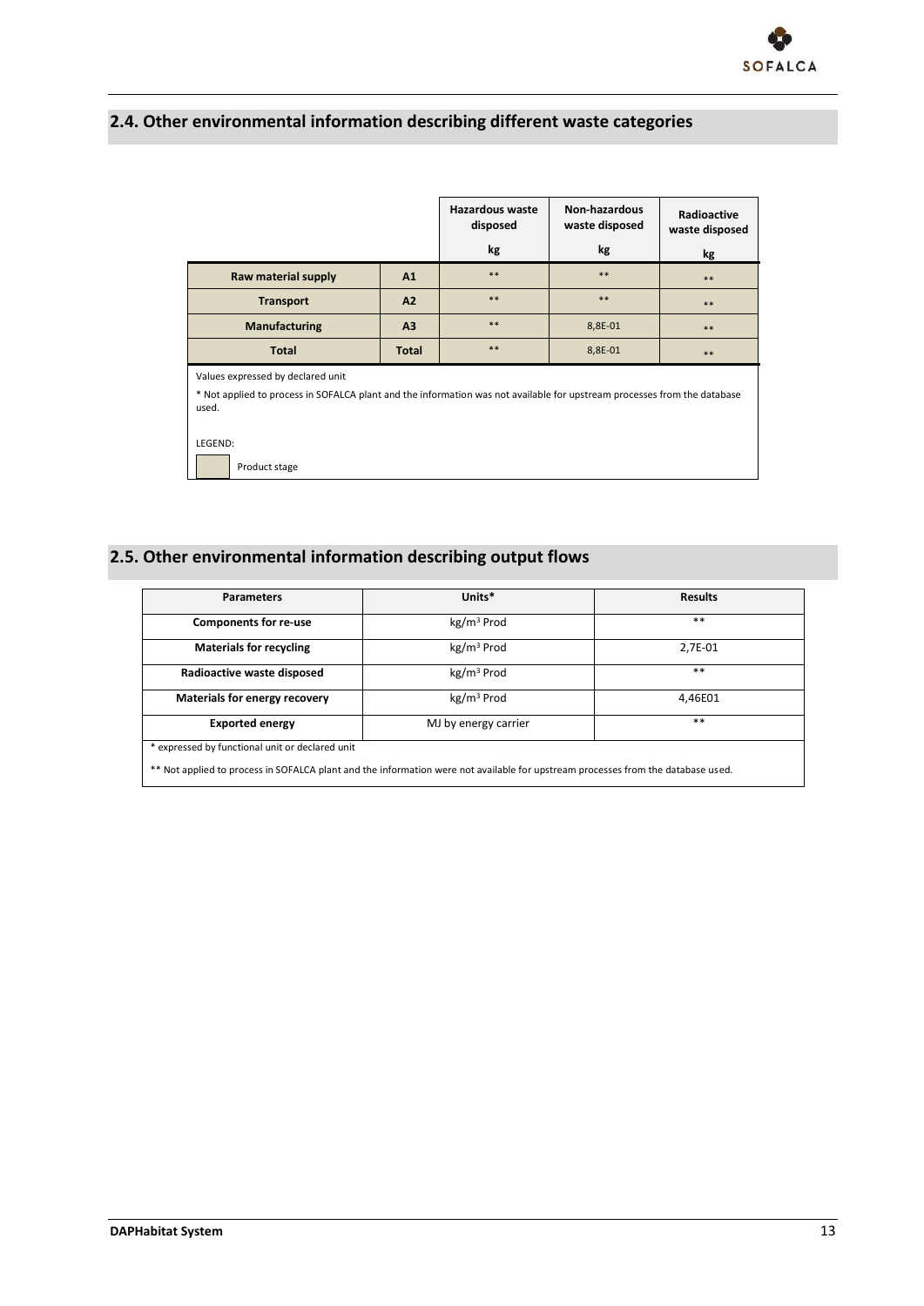## 2.4. Other environmental information describing different waste categories

| | | Hazardous waste disposed | Non-hazardous waste disposed | Radioactive waste disposed |
|---|---|---|---|---|
| | | kg | kg | kg |
| **Raw material supply** | **A1** | ** | ** | ** |
| **Transport** | **A2** | ** | ** | ** |
| **Manufacturing** | **A3** | ** | 8,8E-01 | ** |
| **Total** | **Total** | ** | 8,8E-01 | ** |

Values expressed by declared unit

* Not applied to process in SOFALCA plant and the information was not available for upstream processes from the database used.

LEGEND:

Product stage

## 2.5. Other environmental information describing output flows

| Parameters | Units* | Results |
|---|---|---|
| **Components for re-use** | kg/m³ Prod | ** |
| **Materials for recycling** | kg/m³ Prod | 2,7E-01 |
| **Radioactive waste disposed** | kg/m³ Prod | ** |
| **Materials for energy recovery** | kg/m³ Prod | 4,46E01 |
| **Exported energy** | MJ by energy carrier | ** |

* expressed by functional unit or declared unit

** Not applied to process in SOFALCA plant and the information were not available for upstream processes from the database used.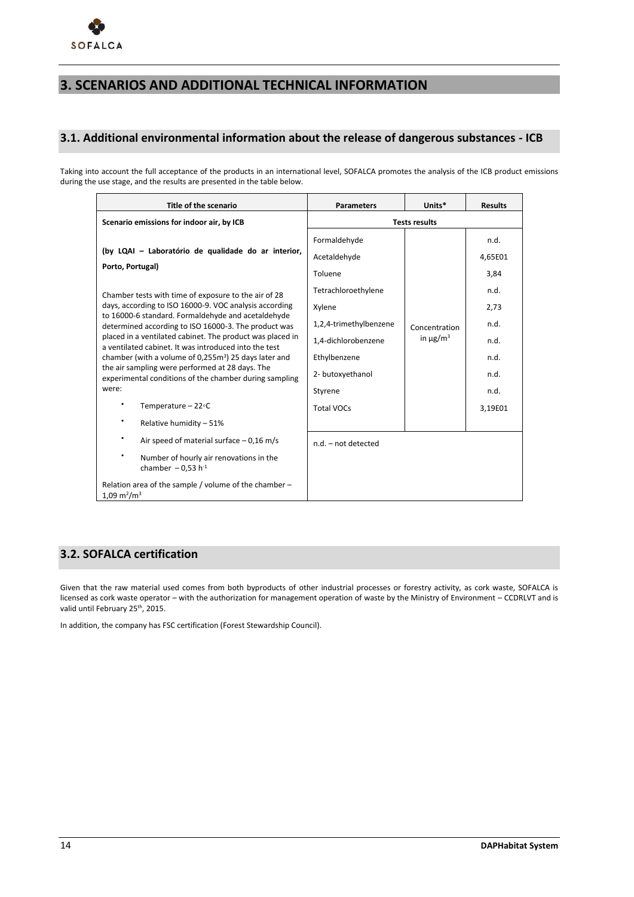# 3. SCENARIOS AND ADDITIONAL TECHNICAL INFORMATION

## 3.1. Additional environmental information about the release of dangerous substances - ICB

Taking into account the full acceptance of the products in an international level, SOFALCA promotes the analysis of the ICB product emissions during the use stage, and the results are presented in the table below.

| Title of the scenario | Parameters | Units* | Results |
|---|---|---|---|
| **Scenario emissions for indoor air, by ICB** | **Tests results** | | |
| **(by LQAI – Laboratório de qualidade do ar interior, Porto, Portugal)**<br><br>Chamber tests with time of exposure to the air of 28 days, according to ISO 16000-9. VOC analysis according to 16000-6 standard. Formaldehyde and acetaldehyde determined according to ISO 16000-3. The product was placed in a ventilated cabinet. The product was placed in a ventilated cabinet. It was introduced into the test chamber (with a volume of 0,255m$^3$) 25 days later and the air sampling were performed at 28 days. The experimental conditions of the chamber during sampling were:<br>• Temperature – 22◦C<br>• Relative humidity – 51%<br>• Air speed of material surface – 0,16 m/s<br>• Number of hourly air renovations in the chamber – 0,53 h$^{-1}$<br><br>Relation area of the sample / volume of the chamber – 1,09 m$^2$/m$^3$ | Formaldehyde | Concentration in µg/m$^3$ | n.d. |
| | Acetaldehyde | | 4,65E01 |
| | Toluene | | 3,84 |
| | Tetrachloroethylene | | n.d. |
| | Xylene | | 2,73 |
| | 1,2,4-trimethylbenzene | | n.d. |
| | 1,4-dichlorobenzene | | n.d. |
| | Ethylbenzene | | n.d. |
| | 2- butoxyethanol | | n.d. |
| | Styrene | | n.d. |
| | Total VOCs | | 3,19E01 |
| | n.d. – not detected | | |

## 3.2. SOFALCA certification

Given that the raw material used comes from both byproducts of other industrial processes or forestry activity, as cork waste, SOFALCA is licensed as cork waste operator – with the authorization for management operation of waste by the Ministry of Environment – CCDRLVT and is valid until February 25th, 2015.

In addition, the company has FSC certification (Forest Stewardship Council).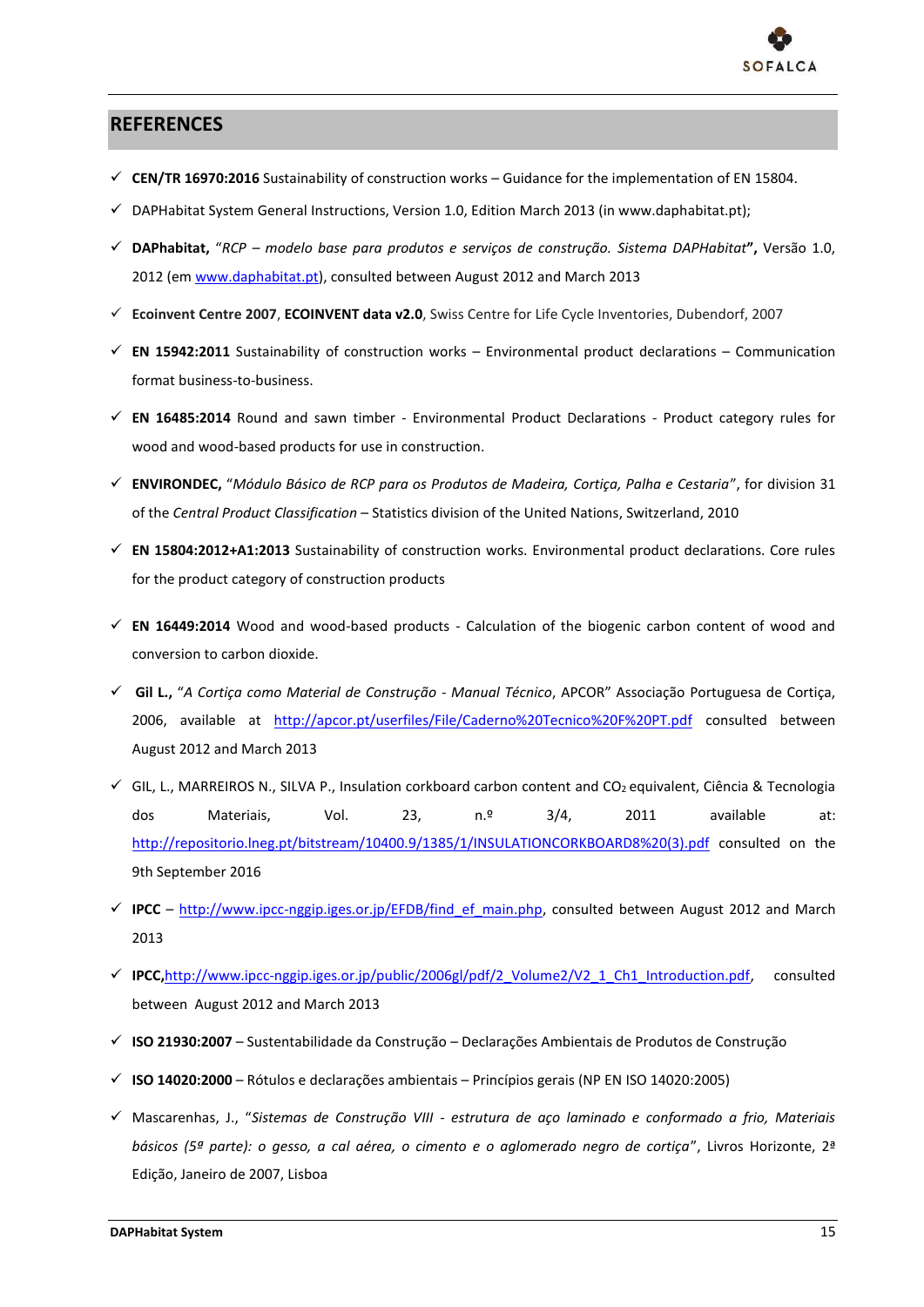## REFERENCES

- ✓ **CEN/TR 16970:2016** Sustainability of construction works – Guidance for the implementation of EN 15804.
- ✓ DAPHabitat System General Instructions, Version 1.0, Edition March 2013 (in www.daphabitat.pt);
- ✓ **DAPhabitat,** "*RCP – modelo base para produtos e serviços de construção. Sistema DAPHabitat*"**,** Versão 1.0, 2012 (em www.daphabitat.pt), consulted between August 2012 and March 2013
- ✓ **Ecoinvent Centre 2007**, **ECOINVENT data v2.0**, Swiss Centre for Life Cycle Inventories, Dubendorf, 2007
- ✓ **EN 15942:2011** Sustainability of construction works – Environmental product declarations – Communication format business-to-business.
- ✓ **EN 16485:2014** Round and sawn timber - Environmental Product Declarations - Product category rules for wood and wood-based products for use in construction.
- ✓ **ENVIRONDEC,** "*Módulo Básico de RCP para os Produtos de Madeira, Cortiça, Palha e Cestaria*", for division 31 of the *Central Product Classification* – Statistics division of the United Nations, Switzerland, 2010
- ✓ **EN 15804:2012+A1:2013** Sustainability of construction works. Environmental product declarations. Core rules for the product category of construction products
- ✓ **EN 16449:2014** Wood and wood-based products - Calculation of the biogenic carbon content of wood and conversion to carbon dioxide.
- ✓ **Gil L.,** "*A Cortiça como Material de Construção - Manual Técnico*, APCOR" Associação Portuguesa de Cortiça, 2006, available at http://apcor.pt/userfiles/File/Caderno%20Tecnico%20F%20PT.pdf consulted between August 2012 and March 2013
- ✓ GIL, L., MARREIROS N., SILVA P., Insulation corkboard carbon content and $CO_2$ equivalent, Ciência & Tecnologia dos Materiais, Vol. 23, n.º 3/4, 2011 available at: http://repositorio.lneg.pt/bitstream/10400.9/1385/1/INSULATIONCORKBOARD8%20(3).pdf consulted on the 9th September 2016
- ✓ **IPCC** – http://www.ipcc-nggip.iges.or.jp/EFDB/find_ef_main.php, consulted between August 2012 and March 2013
- ✓ **IPCC,**http://www.ipcc-nggip.iges.or.jp/public/2006gl/pdf/2_Volume2/V2_1_Ch1_Introduction.pdf, consulted between August 2012 and March 2013
- ✓ **ISO 21930:2007** – Sustentabilidade da Construção – Declarações Ambientais de Produtos de Construção
- ✓ **ISO 14020:2000** – Rótulos e declarações ambientais – Princípios gerais (NP EN ISO 14020:2005)
- ✓ Mascarenhas, J., "*Sistemas de Construção VIII - estrutura de aço laminado e conformado a frio, Materiais básicos (5ª parte): o gesso, a cal aérea, o cimento e o aglomerado negro de cortiça*", Livros Horizonte, 2ª Edição, Janeiro de 2007, Lisboa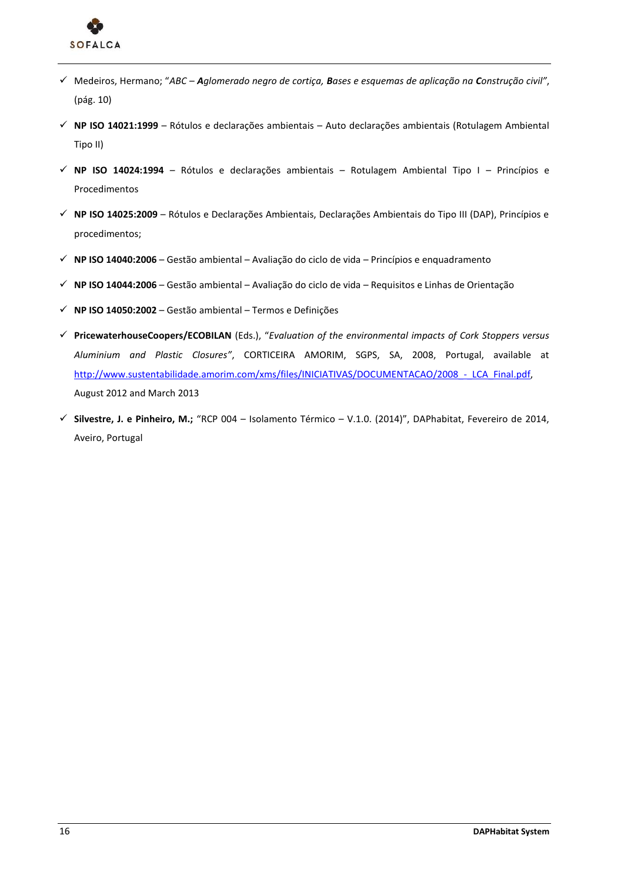- Medeiros, Hermano; "*ABC – **A**glomerado negro de cortiça, **B**ases e esquemas de aplicação na **C**onstrução civil"*, (pág. 10)
- **NP ISO 14021:1999** – Rótulos e declarações ambientais – Auto declarações ambientais (Rotulagem Ambiental Tipo II)
- **NP ISO 14024:1994** – Rótulos e declarações ambientais – Rotulagem Ambiental Tipo I – Princípios e Procedimentos
- **NP ISO 14025:2009** – Rótulos e Declarações Ambientais, Declarações Ambientais do Tipo III (DAP), Princípios e procedimentos;
- **NP ISO 14040:2006** – Gestão ambiental – Avaliação do ciclo de vida – Princípios e enquadramento
- **NP ISO 14044:2006** – Gestão ambiental – Avaliação do ciclo de vida – Requisitos e Linhas de Orientação
- **NP ISO 14050:2002** – Gestão ambiental – Termos e Definições
- **PricewaterhouseCoopers/ECOBILAN** (Eds.), "*Evaluation of the environmental impacts of Cork Stoppers versus Aluminium and Plastic Closures"*, CORTICEIRA AMORIM, SGPS, SA, 2008, Portugal, available at http://www.sustentabilidade.amorim.com/xms/files/INICIATIVAS/DOCUMENTACAO/2008_-_LCA_Final.pdf, August 2012 and March 2013
- **Silvestre, J. e Pinheiro, M.;** "RCP 004 – Isolamento Térmico – V.1.0. (2014)", DAPhabitat, Fevereiro de 2014, Aveiro, Portugal